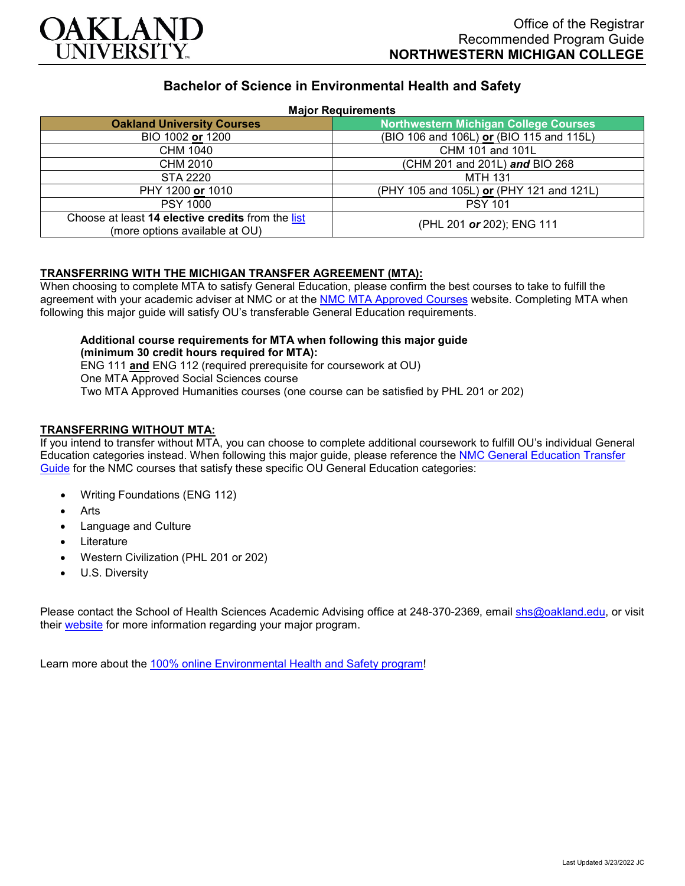OAKLAND UNIVERSITY

Office of the Registrar
Recommended Program Guide
**NORTHWESTERN MICHIGAN COLLEGE**

## Bachelor of Science in Environmental Health and Safety

**Major Requirements**

| Oakland University Courses | Northwestern Michigan College Courses |
|---|---|
| BIO 1002 **or** 1200 | (BIO 106 and 106L) **or** (BIO 115 and 115L) |
| CHM 1040 | CHM 101 and 101L |
| CHM 2010 | (CHM 201 and 201L) ***and*** BIO 268 |
| STA 2220 | MTH 131 |
| PHY 1200 **or** 1010 | (PHY 105 and 105L) **or** (PHY 121 and 121L) |
| PSY 1000 | PSY 101 |
| Choose at least **14 elective credits** from the list (more options available at OU) | (PHL 201 ***or*** 202); ENG 111 |

**TRANSFERRING WITH THE MICHIGAN TRANSFER AGREEMENT (MTA):**

When choosing to complete MTA to satisfy General Education, please confirm the best courses to take to fulfill the agreement with your academic adviser at NMC or at the NMC MTA Approved Courses website. Completing MTA when following this major guide will satisfy OU's transferable General Education requirements.

**Additional course requirements for MTA when following this major guide (minimum 30 credit hours required for MTA):**
ENG 111 **and** ENG 112 (required prerequisite for coursework at OU)
One MTA Approved Social Sciences course
Two MTA Approved Humanities courses (one course can be satisfied by PHL 201 or 202)

**TRANSFERRING WITHOUT MTA:**

If you intend to transfer without MTA, you can choose to complete additional coursework to fulfill OU's individual General Education categories instead. When following this major guide, please reference the NMC General Education Transfer Guide for the NMC courses that satisfy these specific OU General Education categories:

- Writing Foundations (ENG 112)
- Arts
- Language and Culture
- Literature
- Western Civilization (PHL 201 or 202)
- U.S. Diversity

Please contact the School of Health Sciences Academic Advising office at 248-370-2369, email shs@oakland.edu, or visit their website for more information regarding your major program.

Learn more about the 100% online Environmental Health and Safety program!

Last Updated 3/23/2022 JC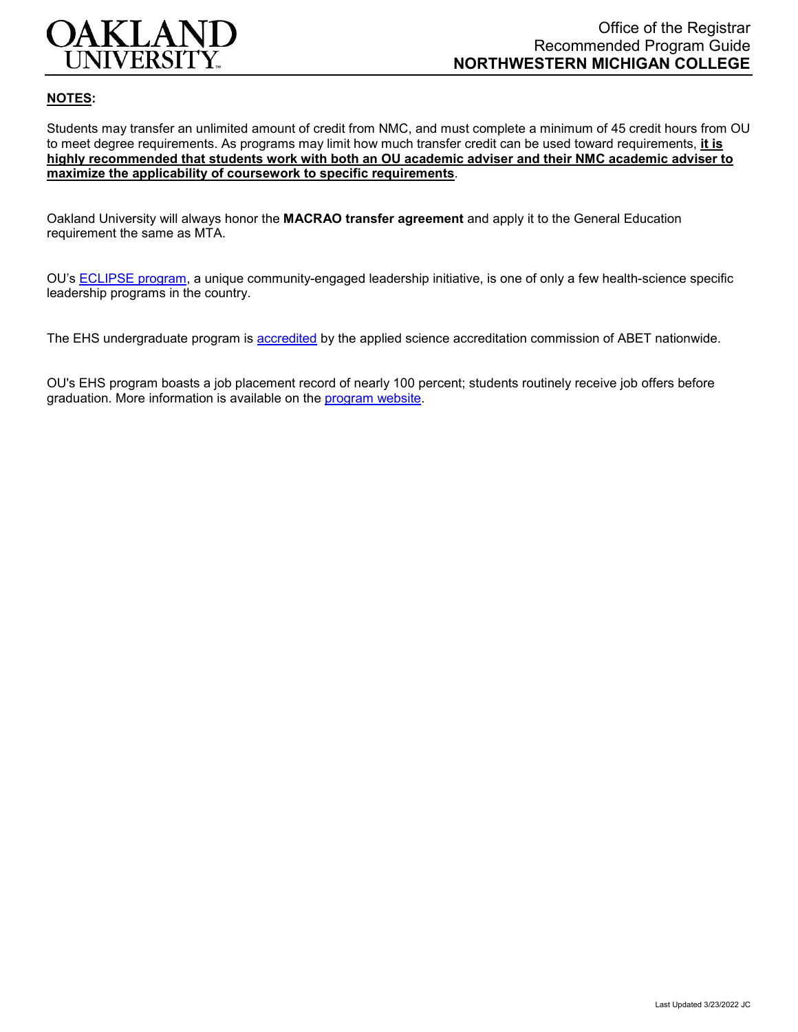**NOTES:**

Students may transfer an unlimited amount of credit from NMC, and must complete a minimum of 45 credit hours from OU to meet degree requirements. As programs may limit how much transfer credit can be used toward requirements, **it is highly recommended that students work with both an OU academic adviser and their NMC academic adviser to maximize the applicability of coursework to specific requirements**.

Oakland University will always honor the **MACRAO transfer agreement** and apply it to the General Education requirement the same as MTA.

OU's ECLIPSE program, a unique community-engaged leadership initiative, is one of only a few health-science specific leadership programs in the country.

The EHS undergraduate program is accredited by the applied science accreditation commission of ABET nationwide.

OU's EHS program boasts a job placement record of nearly 100 percent; students routinely receive job offers before graduation. More information is available on the program website.